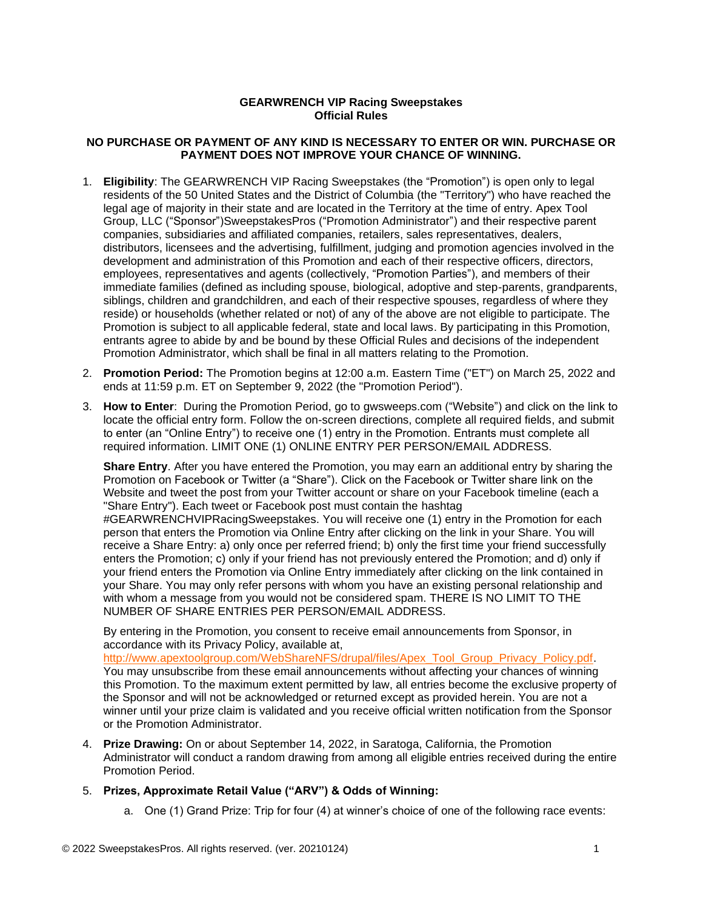**GEARWRENCH VIP Racing Sweepstakes**
**Official Rules**

**NO PURCHASE OR PAYMENT OF ANY KIND IS NECESSARY TO ENTER OR WIN. PURCHASE OR PAYMENT DOES NOT IMPROVE YOUR CHANCE OF WINNING.**

1. **Eligibility**: The GEARWRENCH VIP Racing Sweepstakes (the "Promotion") is open only to legal residents of the 50 United States and the District of Columbia (the "Territory") who have reached the legal age of majority in their state and are located in the Territory at the time of entry. Apex Tool Group, LLC ("Sponsor")SweepstakesPros ("Promotion Administrator") and their respective parent companies, subsidiaries and affiliated companies, retailers, sales representatives, dealers, distributors, licensees and the advertising, fulfillment, judging and promotion agencies involved in the development and administration of this Promotion and each of their respective officers, directors, employees, representatives and agents (collectively, "Promotion Parties"), and members of their immediate families (defined as including spouse, biological, adoptive and step-parents, grandparents, siblings, children and grandchildren, and each of their respective spouses, regardless of where they reside) or households (whether related or not) of any of the above are not eligible to participate. The Promotion is subject to all applicable federal, state and local laws. By participating in this Promotion, entrants agree to abide by and be bound by these Official Rules and decisions of the independent Promotion Administrator, which shall be final in all matters relating to the Promotion.

2. **Promotion Period:** The Promotion begins at 12:00 a.m. Eastern Time ("ET") on March 25, 2022 and ends at 11:59 p.m. ET on September 9, 2022 (the "Promotion Period").

3. **How to Enter**: During the Promotion Period, go to gwsweeps.com ("Website") and click on the link to locate the official entry form. Follow the on-screen directions, complete all required fields, and submit to enter (an "Online Entry") to receive one (1) entry in the Promotion. Entrants must complete all required information. LIMIT ONE (1) ONLINE ENTRY PER PERSON/EMAIL ADDRESS.

   **Share Entry**. After you have entered the Promotion, you may earn an additional entry by sharing the Promotion on Facebook or Twitter (a "Share"). Click on the Facebook or Twitter share link on the Website and tweet the post from your Twitter account or share on your Facebook timeline (each a "Share Entry"). Each tweet or Facebook post must contain the hashtag #GEARWRENCHVIPRacingSweepstakes. You will receive one (1) entry in the Promotion for each person that enters the Promotion via Online Entry after clicking on the link in your Share. You will receive a Share Entry: a) only once per referred friend; b) only the first time your friend successfully enters the Promotion; c) only if your friend has not previously entered the Promotion; and d) only if your friend enters the Promotion via Online Entry immediately after clicking on the link contained in your Share. You may only refer persons with whom you have an existing personal relationship and with whom a message from you would not be considered spam. THERE IS NO LIMIT TO THE NUMBER OF SHARE ENTRIES PER PERSON/EMAIL ADDRESS.

   By entering in the Promotion, you consent to receive email announcements from Sponsor, in accordance with its Privacy Policy, available at, http://www.apextoolgroup.com/WebShareNFS/drupal/files/Apex_Tool_Group_Privacy_Policy.pdf. You may unsubscribe from these email announcements without affecting your chances of winning this Promotion. To the maximum extent permitted by law, all entries become the exclusive property of the Sponsor and will not be acknowledged or returned except as provided herein. You are not a winner until your prize claim is validated and you receive official written notification from the Sponsor or the Promotion Administrator.

4. **Prize Drawing:** On or about September 14, 2022, in Saratoga, California, the Promotion Administrator will conduct a random drawing from among all eligible entries received during the entire Promotion Period.

5. **Prizes, Approximate Retail Value ("ARV") & Odds of Winning:**

   a. One (1) Grand Prize: Trip for four (4) at winner's choice of one of the following race events: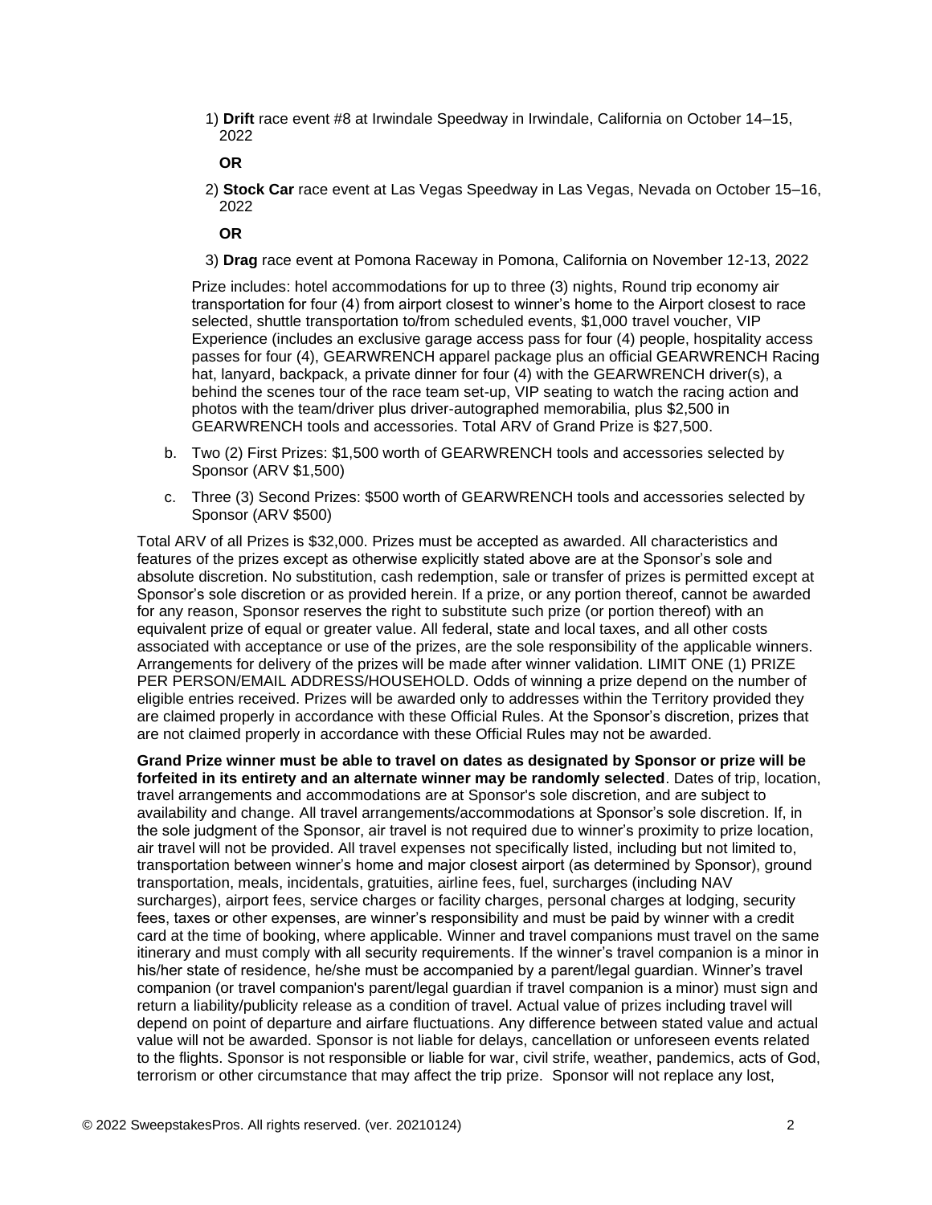1) **Drift** race event #8 at Irwindale Speedway in Irwindale, California on October 14–15, 2022

**OR**

2) **Stock Car** race event at Las Vegas Speedway in Las Vegas, Nevada on October 15–16, 2022

**OR**

3) **Drag** race event at Pomona Raceway in Pomona, California on November 12-13, 2022

Prize includes: hotel accommodations for up to three (3) nights, Round trip economy air transportation for four (4) from airport closest to winner's home to the Airport closest to race selected, shuttle transportation to/from scheduled events, $1,000 travel voucher, VIP Experience (includes an exclusive garage access pass for four (4) people, hospitality access passes for four (4), GEARWRENCH apparel package plus an official GEARWRENCH Racing hat, lanyard, backpack, a private dinner for four (4) with the GEARWRENCH driver(s), a behind the scenes tour of the race team set-up, VIP seating to watch the racing action and photos with the team/driver plus driver-autographed memorabilia, plus $2,500 in GEARWRENCH tools and accessories. Total ARV of Grand Prize is $27,500.

b. Two (2) First Prizes: $1,500 worth of GEARWRENCH tools and accessories selected by Sponsor (ARV $1,500)

c. Three (3) Second Prizes: $500 worth of GEARWRENCH tools and accessories selected by Sponsor (ARV $500)

Total ARV of all Prizes is $32,000. Prizes must be accepted as awarded. All characteristics and features of the prizes except as otherwise explicitly stated above are at the Sponsor's sole and absolute discretion. No substitution, cash redemption, sale or transfer of prizes is permitted except at Sponsor's sole discretion or as provided herein. If a prize, or any portion thereof, cannot be awarded for any reason, Sponsor reserves the right to substitute such prize (or portion thereof) with an equivalent prize of equal or greater value. All federal, state and local taxes, and all other costs associated with acceptance or use of the prizes, are the sole responsibility of the applicable winners. Arrangements for delivery of the prizes will be made after winner validation. LIMIT ONE (1) PRIZE PER PERSON/EMAIL ADDRESS/HOUSEHOLD. Odds of winning a prize depend on the number of eligible entries received. Prizes will be awarded only to addresses within the Territory provided they are claimed properly in accordance with these Official Rules. At the Sponsor's discretion, prizes that are not claimed properly in accordance with these Official Rules may not be awarded.

**Grand Prize winner must be able to travel on dates as designated by Sponsor or prize will be forfeited in its entirety and an alternate winner may be randomly selected**. Dates of trip, location, travel arrangements and accommodations are at Sponsor's sole discretion, and are subject to availability and change. All travel arrangements/accommodations at Sponsor's sole discretion. If, in the sole judgment of the Sponsor, air travel is not required due to winner's proximity to prize location, air travel will not be provided. All travel expenses not specifically listed, including but not limited to, transportation between winner's home and major closest airport (as determined by Sponsor), ground transportation, meals, incidentals, gratuities, airline fees, fuel, surcharges (including NAV surcharges), airport fees, service charges or facility charges, personal charges at lodging, security fees, taxes or other expenses, are winner's responsibility and must be paid by winner with a credit card at the time of booking, where applicable. Winner and travel companions must travel on the same itinerary and must comply with all security requirements. If the winner's travel companion is a minor in his/her state of residence, he/she must be accompanied by a parent/legal guardian. Winner's travel companion (or travel companion's parent/legal guardian if travel companion is a minor) must sign and return a liability/publicity release as a condition of travel. Actual value of prizes including travel will depend on point of departure and airfare fluctuations. Any difference between stated value and actual value will not be awarded. Sponsor is not liable for delays, cancellation or unforeseen events related to the flights. Sponsor is not responsible or liable for war, civil strife, weather, pandemics, acts of God, terrorism or other circumstance that may affect the trip prize. Sponsor will not replace any lost,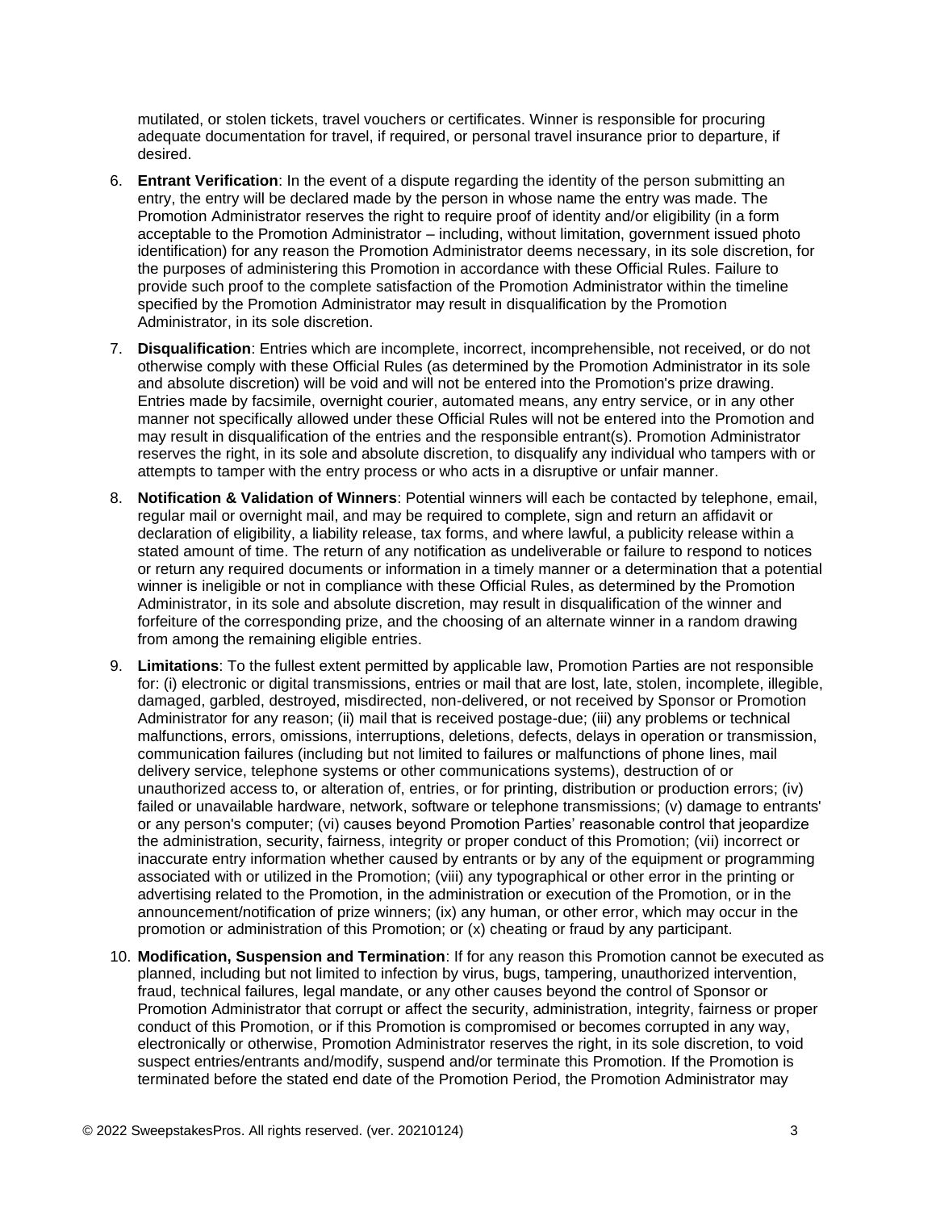mutilated, or stolen tickets, travel vouchers or certificates. Winner is responsible for procuring adequate documentation for travel, if required, or personal travel insurance prior to departure, if desired.

6. **Entrant Verification**: In the event of a dispute regarding the identity of the person submitting an entry, the entry will be declared made by the person in whose name the entry was made. The Promotion Administrator reserves the right to require proof of identity and/or eligibility (in a form acceptable to the Promotion Administrator – including, without limitation, government issued photo identification) for any reason the Promotion Administrator deems necessary, in its sole discretion, for the purposes of administering this Promotion in accordance with these Official Rules. Failure to provide such proof to the complete satisfaction of the Promotion Administrator within the timeline specified by the Promotion Administrator may result in disqualification by the Promotion Administrator, in its sole discretion.

7. **Disqualification**: Entries which are incomplete, incorrect, incomprehensible, not received, or do not otherwise comply with these Official Rules (as determined by the Promotion Administrator in its sole and absolute discretion) will be void and will not be entered into the Promotion's prize drawing. Entries made by facsimile, overnight courier, automated means, any entry service, or in any other manner not specifically allowed under these Official Rules will not be entered into the Promotion and may result in disqualification of the entries and the responsible entrant(s). Promotion Administrator reserves the right, in its sole and absolute discretion, to disqualify any individual who tampers with or attempts to tamper with the entry process or who acts in a disruptive or unfair manner.

8. **Notification & Validation of Winners**: Potential winners will each be contacted by telephone, email, regular mail or overnight mail, and may be required to complete, sign and return an affidavit or declaration of eligibility, a liability release, tax forms, and where lawful, a publicity release within a stated amount of time. The return of any notification as undeliverable or failure to respond to notices or return any required documents or information in a timely manner or a determination that a potential winner is ineligible or not in compliance with these Official Rules, as determined by the Promotion Administrator, in its sole and absolute discretion, may result in disqualification of the winner and forfeiture of the corresponding prize, and the choosing of an alternate winner in a random drawing from among the remaining eligible entries.

9. **Limitations**: To the fullest extent permitted by applicable law, Promotion Parties are not responsible for: (i) electronic or digital transmissions, entries or mail that are lost, late, stolen, incomplete, illegible, damaged, garbled, destroyed, misdirected, non-delivered, or not received by Sponsor or Promotion Administrator for any reason; (ii) mail that is received postage-due; (iii) any problems or technical malfunctions, errors, omissions, interruptions, deletions, defects, delays in operation or transmission, communication failures (including but not limited to failures or malfunctions of phone lines, mail delivery service, telephone systems or other communications systems), destruction of or unauthorized access to, or alteration of, entries, or for printing, distribution or production errors; (iv) failed or unavailable hardware, network, software or telephone transmissions; (v) damage to entrants' or any person's computer; (vi) causes beyond Promotion Parties' reasonable control that jeopardize the administration, security, fairness, integrity or proper conduct of this Promotion; (vii) incorrect or inaccurate entry information whether caused by entrants or by any of the equipment or programming associated with or utilized in the Promotion; (viii) any typographical or other error in the printing or advertising related to the Promotion, in the administration or execution of the Promotion, or in the announcement/notification of prize winners; (ix) any human, or other error, which may occur in the promotion or administration of this Promotion; or (x) cheating or fraud by any participant.

10. **Modification, Suspension and Termination**: If for any reason this Promotion cannot be executed as planned, including but not limited to infection by virus, bugs, tampering, unauthorized intervention, fraud, technical failures, legal mandate, or any other causes beyond the control of Sponsor or Promotion Administrator that corrupt or affect the security, administration, integrity, fairness or proper conduct of this Promotion, or if this Promotion is compromised or becomes corrupted in any way, electronically or otherwise, Promotion Administrator reserves the right, in its sole discretion, to void suspect entries/entrants and/modify, suspend and/or terminate this Promotion. If the Promotion is terminated before the stated end date of the Promotion Period, the Promotion Administrator may

© 2022 SweepstakesPros. All rights reserved. (ver. 20210124)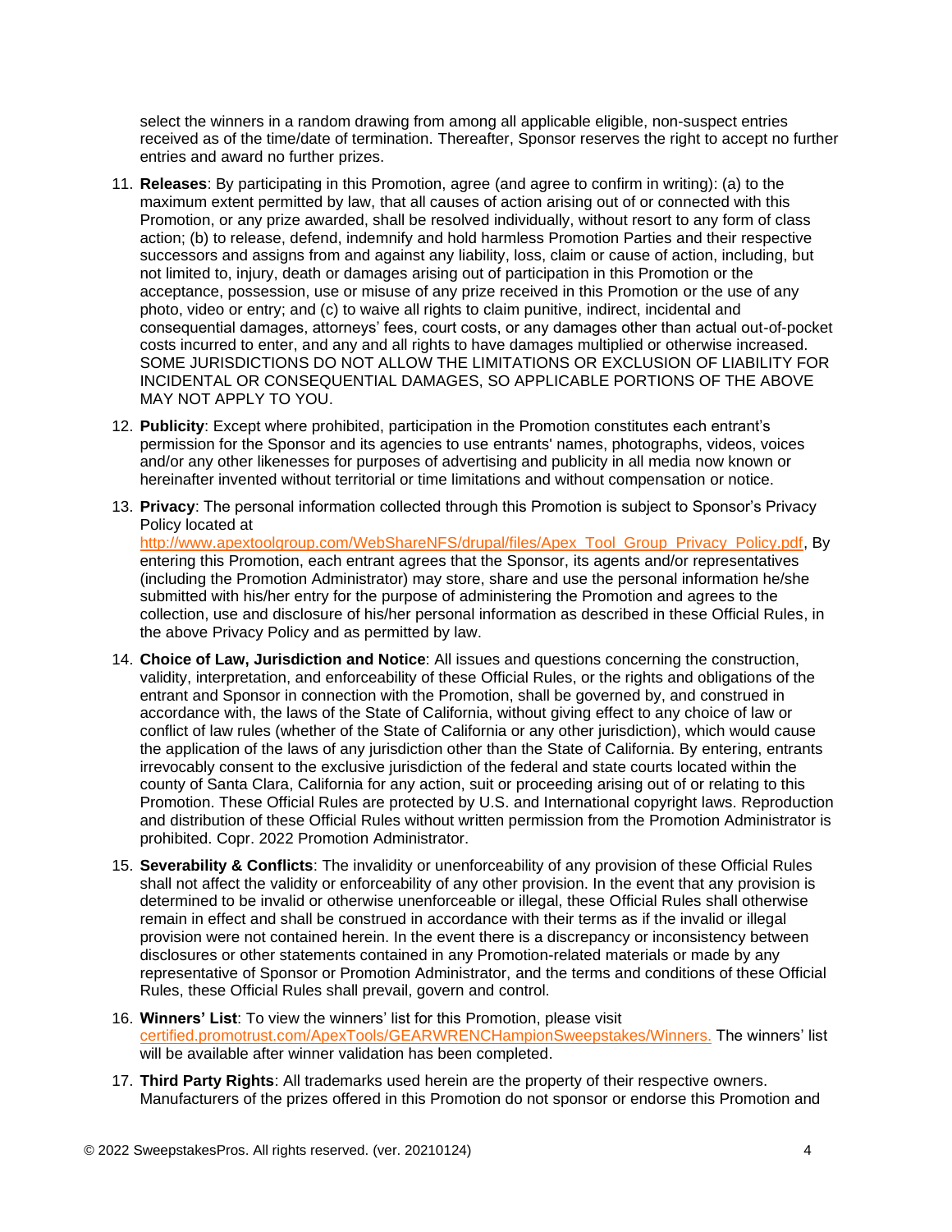select the winners in a random drawing from among all applicable eligible, non-suspect entries received as of the time/date of termination. Thereafter, Sponsor reserves the right to accept no further entries and award no further prizes.

11. **Releases**: By participating in this Promotion, agree (and agree to confirm in writing): (a) to the maximum extent permitted by law, that all causes of action arising out of or connected with this Promotion, or any prize awarded, shall be resolved individually, without resort to any form of class action; (b) to release, defend, indemnify and hold harmless Promotion Parties and their respective successors and assigns from and against any liability, loss, claim or cause of action, including, but not limited to, injury, death or damages arising out of participation in this Promotion or the acceptance, possession, use or misuse of any prize received in this Promotion or the use of any photo, video or entry; and (c) to waive all rights to claim punitive, indirect, incidental and consequential damages, attorneys' fees, court costs, or any damages other than actual out-of-pocket costs incurred to enter, and any and all rights to have damages multiplied or otherwise increased. SOME JURISDICTIONS DO NOT ALLOW THE LIMITATIONS OR EXCLUSION OF LIABILITY FOR INCIDENTAL OR CONSEQUENTIAL DAMAGES, SO APPLICABLE PORTIONS OF THE ABOVE MAY NOT APPLY TO YOU.

12. **Publicity**: Except where prohibited, participation in the Promotion constitutes each entrant's permission for the Sponsor and its agencies to use entrants' names, photographs, videos, voices and/or any other likenesses for purposes of advertising and publicity in all media now known or hereinafter invented without territorial or time limitations and without compensation or notice.

13. **Privacy**: The personal information collected through this Promotion is subject to Sponsor's Privacy Policy located at http://www.apextoolgroup.com/WebShareNFS/drupal/files/Apex_Tool_Group_Privacy_Policy.pdf, By entering this Promotion, each entrant agrees that the Sponsor, its agents and/or representatives (including the Promotion Administrator) may store, share and use the personal information he/she submitted with his/her entry for the purpose of administering the Promotion and agrees to the collection, use and disclosure of his/her personal information as described in these Official Rules, in the above Privacy Policy and as permitted by law.

14. **Choice of Law, Jurisdiction and Notice**: All issues and questions concerning the construction, validity, interpretation, and enforceability of these Official Rules, or the rights and obligations of the entrant and Sponsor in connection with the Promotion, shall be governed by, and construed in accordance with, the laws of the State of California, without giving effect to any choice of law or conflict of law rules (whether of the State of California or any other jurisdiction), which would cause the application of the laws of any jurisdiction other than the State of California. By entering, entrants irrevocably consent to the exclusive jurisdiction of the federal and state courts located within the county of Santa Clara, California for any action, suit or proceeding arising out of or relating to this Promotion. These Official Rules are protected by U.S. and International copyright laws. Reproduction and distribution of these Official Rules without written permission from the Promotion Administrator is prohibited. Copr. 2022 Promotion Administrator.

15. **Severability & Conflicts**: The invalidity or unenforceability of any provision of these Official Rules shall not affect the validity or enforceability of any other provision. In the event that any provision is determined to be invalid or otherwise unenforceable or illegal, these Official Rules shall otherwise remain in effect and shall be construed in accordance with their terms as if the invalid or illegal provision were not contained herein. In the event there is a discrepancy or inconsistency between disclosures or other statements contained in any Promotion-related materials or made by any representative of Sponsor or Promotion Administrator, and the terms and conditions of these Official Rules, these Official Rules shall prevail, govern and control.

16. **Winners' List**: To view the winners' list for this Promotion, please visit certified.promotrust.com/ApexTools/GEARWRENCHampionSweepstakes/Winners. The winners' list will be available after winner validation has been completed.

17. **Third Party Rights**: All trademarks used herein are the property of their respective owners. Manufacturers of the prizes offered in this Promotion do not sponsor or endorse this Promotion and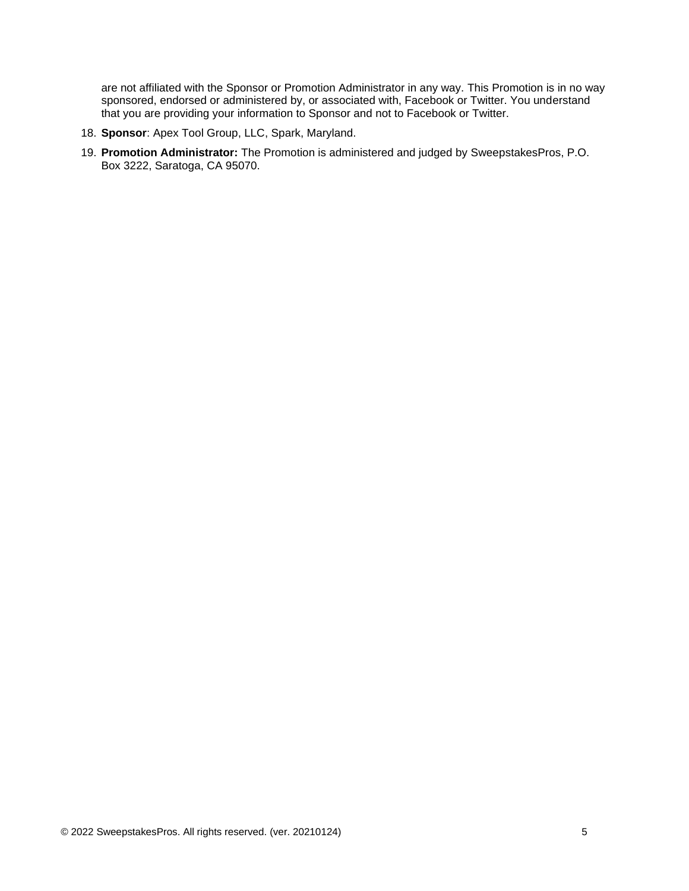are not affiliated with the Sponsor or Promotion Administrator in any way. This Promotion is in no way sponsored, endorsed or administered by, or associated with, Facebook or Twitter. You understand that you are providing your information to Sponsor and not to Facebook or Twitter.

18. **Sponsor**: Apex Tool Group, LLC, Spark, Maryland.
19. **Promotion Administrator:** The Promotion is administered and judged by SweepstakesPros, P.O. Box 3222, Saratoga, CA 95070.

© 2022 SweepstakesPros. All rights reserved. (ver. 20210124)